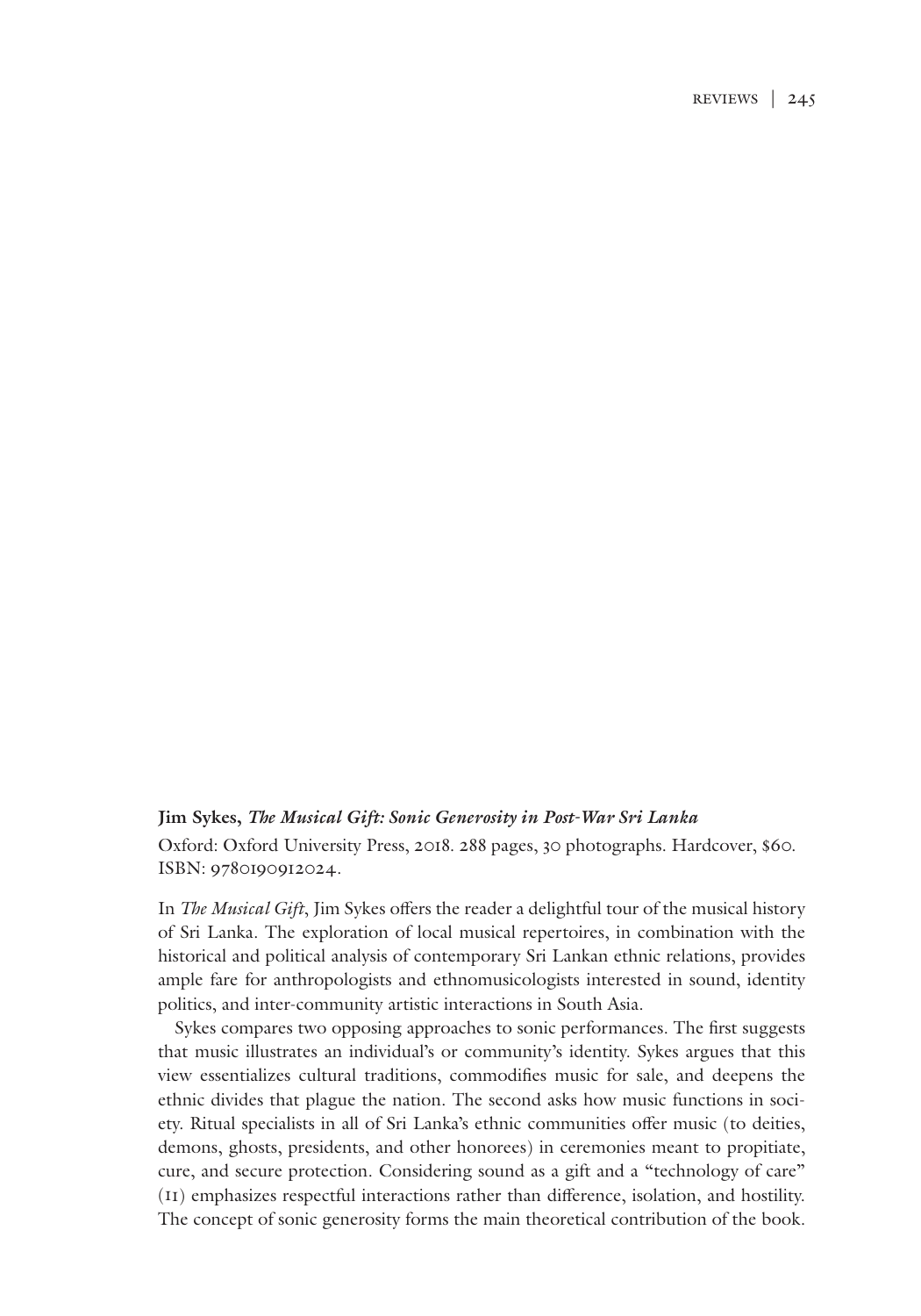**Jim Sykes, *The Musical Gift: Sonic Generosity in Post-War Sri Lanka***

Oxford: Oxford University Press, 2018. 288 pages, 30 photographs. Hardcover, $60. ISBN: 9780190912024.

In *The Musical Gift*, Jim Sykes offers the reader a delightful tour of the musical history of Sri Lanka. The exploration of local musical repertoires, in combination with the historical and political analysis of contemporary Sri Lankan ethnic relations, provides ample fare for anthropologists and ethnomusicologists interested in sound, identity politics, and inter-community artistic interactions in South Asia.

Sykes compares two opposing approaches to sonic performances. The first suggests that music illustrates an individual's or community's identity. Sykes argues that this view essentializes cultural traditions, commodifies music for sale, and deepens the ethnic divides that plague the nation. The second asks how music functions in society. Ritual specialists in all of Sri Lanka's ethnic communities offer music (to deities, demons, ghosts, presidents, and other honorees) in ceremonies meant to propitiate, cure, and secure protection. Considering sound as a gift and a "technology of care" (11) emphasizes respectful interactions rather than difference, isolation, and hostility. The concept of sonic generosity forms the main theoretical contribution of the book.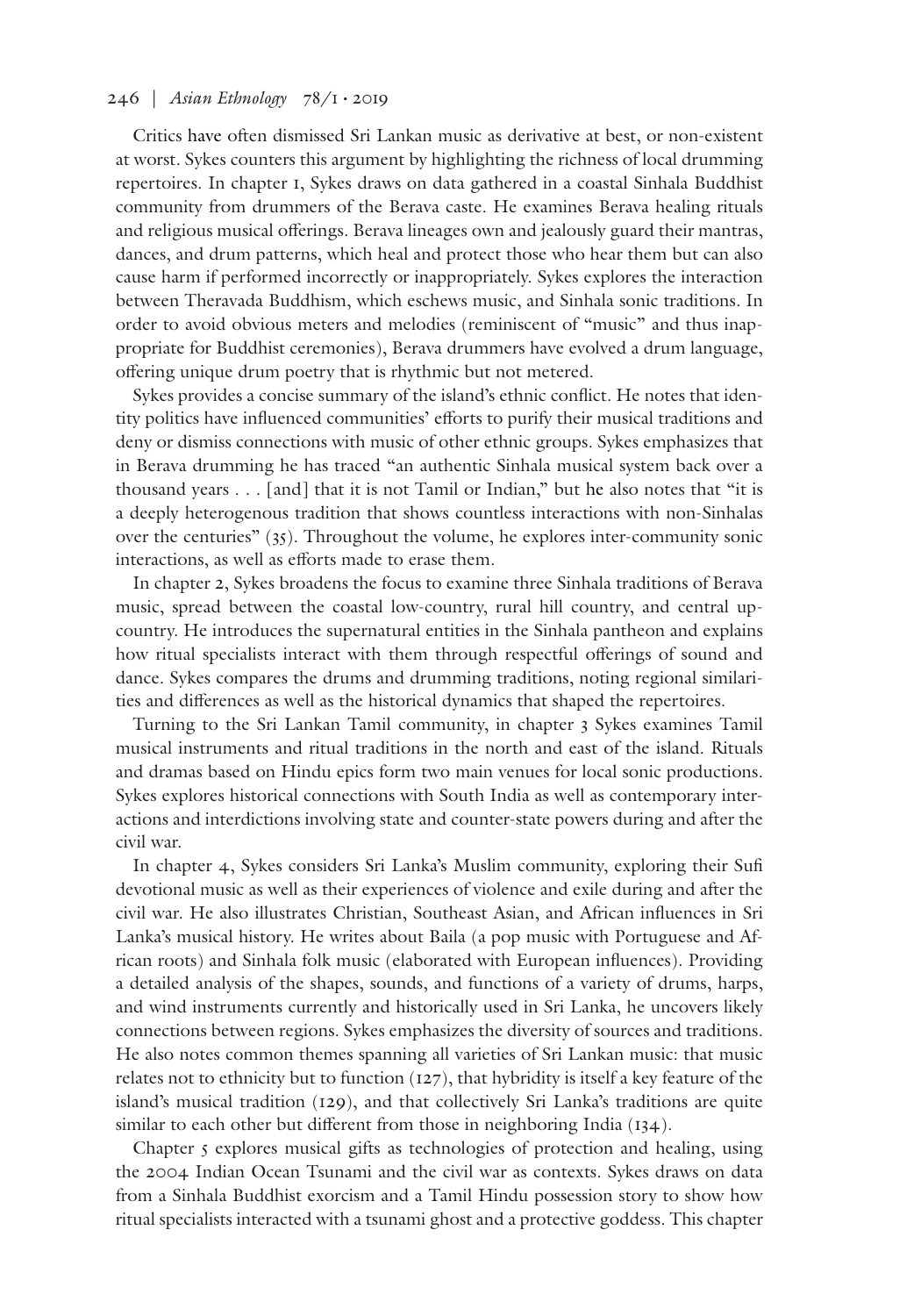Critics have often dismissed Sri Lankan music as derivative at best, or non-existent at worst. Sykes counters this argument by highlighting the richness of local drumming repertoires. In chapter 1, Sykes draws on data gathered in a coastal Sinhala Buddhist community from drummers of the Berava caste. He examines Berava healing rituals and religious musical offerings. Berava lineages own and jealously guard their mantras, dances, and drum patterns, which heal and protect those who hear them but can also cause harm if performed incorrectly or inappropriately. Sykes explores the interaction between Theravada Buddhism, which eschews music, and Sinhala sonic traditions. In order to avoid obvious meters and melodies (reminiscent of "music" and thus inappropriate for Buddhist ceremonies), Berava drummers have evolved a drum language, offering unique drum poetry that is rhythmic but not metered.

Sykes provides a concise summary of the island's ethnic conflict. He notes that identity politics have influenced communities' efforts to purify their musical traditions and deny or dismiss connections with music of other ethnic groups. Sykes emphasizes that in Berava drumming he has traced "an authentic Sinhala musical system back over a thousand years . . . [and] that it is not Tamil or Indian," but he also notes that "it is a deeply heterogenous tradition that shows countless interactions with non-Sinhalas over the centuries" (35). Throughout the volume, he explores inter-community sonic interactions, as well as efforts made to erase them.

In chapter 2, Sykes broadens the focus to examine three Sinhala traditions of Berava music, spread between the coastal low-country, rural hill country, and central up-country. He introduces the supernatural entities in the Sinhala pantheon and explains how ritual specialists interact with them through respectful offerings of sound and dance. Sykes compares the drums and drumming traditions, noting regional similarities and differences as well as the historical dynamics that shaped the repertoires.

Turning to the Sri Lankan Tamil community, in chapter 3 Sykes examines Tamil musical instruments and ritual traditions in the north and east of the island. Rituals and dramas based on Hindu epics form two main venues for local sonic productions. Sykes explores historical connections with South India as well as contemporary interactions and interdictions involving state and counter-state powers during and after the civil war.

In chapter 4, Sykes considers Sri Lanka's Muslim community, exploring their Sufi devotional music as well as their experiences of violence and exile during and after the civil war. He also illustrates Christian, Southeast Asian, and African influences in Sri Lanka's musical history. He writes about Baila (a pop music with Portuguese and African roots) and Sinhala folk music (elaborated with European influences). Providing a detailed analysis of the shapes, sounds, and functions of a variety of drums, harps, and wind instruments currently and historically used in Sri Lanka, he uncovers likely connections between regions. Sykes emphasizes the diversity of sources and traditions. He also notes common themes spanning all varieties of Sri Lankan music: that music relates not to ethnicity but to function (127), that hybridity is itself a key feature of the island's musical tradition (129), and that collectively Sri Lanka's traditions are quite similar to each other but different from those in neighboring India (134).

Chapter 5 explores musical gifts as technologies of protection and healing, using the 2004 Indian Ocean Tsunami and the civil war as contexts. Sykes draws on data from a Sinhala Buddhist exorcism and a Tamil Hindu possession story to show how ritual specialists interacted with a tsunami ghost and a protective goddess. This chapter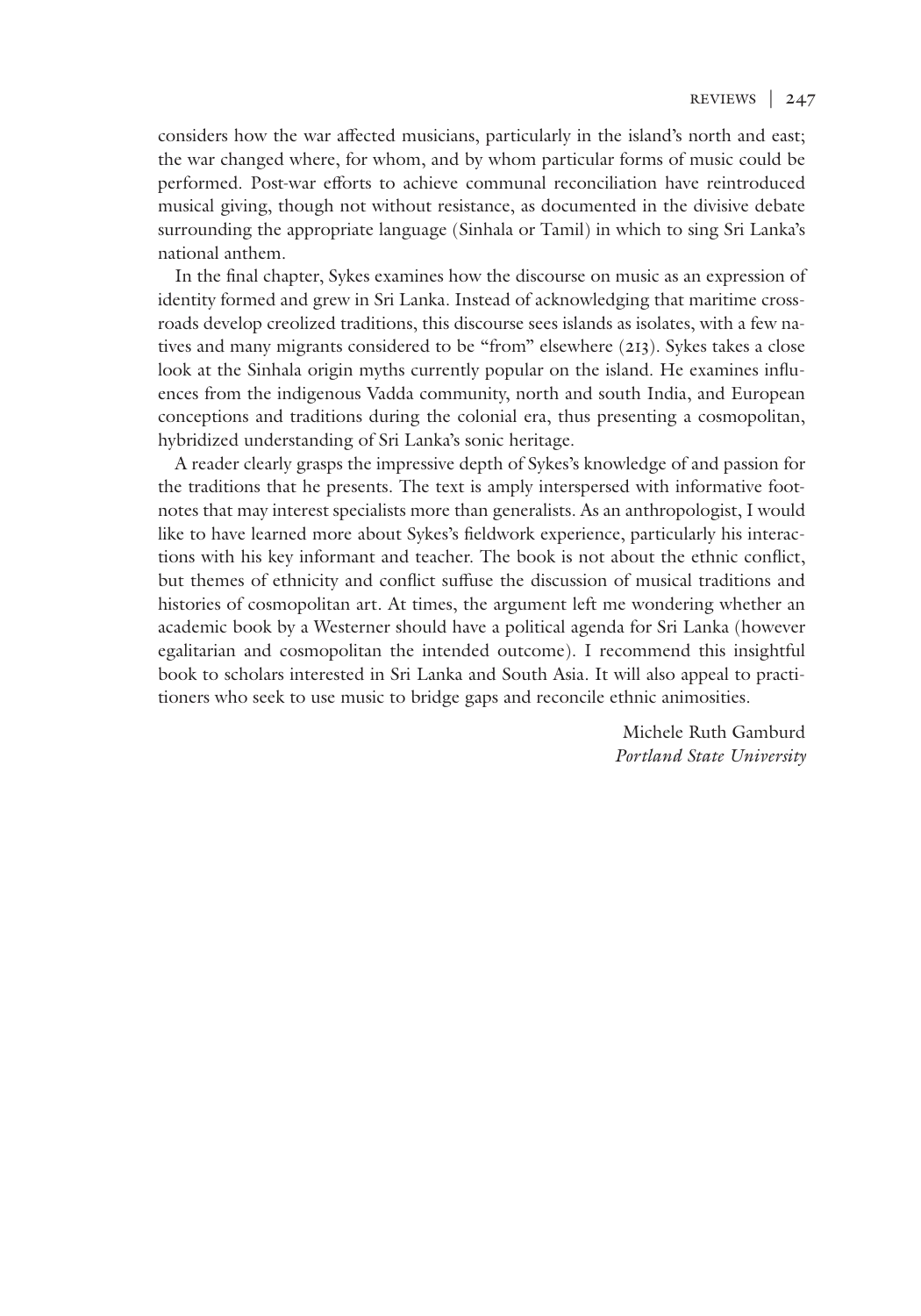considers how the war affected musicians, particularly in the island's north and east; the war changed where, for whom, and by whom particular forms of music could be performed. Post-war efforts to achieve communal reconciliation have reintroduced musical giving, though not without resistance, as documented in the divisive debate surrounding the appropriate language (Sinhala or Tamil) in which to sing Sri Lanka's national anthem.

In the final chapter, Sykes examines how the discourse on music as an expression of identity formed and grew in Sri Lanka. Instead of acknowledging that maritime crossroads develop creolized traditions, this discourse sees islands as isolates, with a few natives and many migrants considered to be "from" elsewhere (213). Sykes takes a close look at the Sinhala origin myths currently popular on the island. He examines influences from the indigenous Vadda community, north and south India, and European conceptions and traditions during the colonial era, thus presenting a cosmopolitan, hybridized understanding of Sri Lanka's sonic heritage.

A reader clearly grasps the impressive depth of Sykes's knowledge of and passion for the traditions that he presents. The text is amply interspersed with informative footnotes that may interest specialists more than generalists. As an anthropologist, I would like to have learned more about Sykes's fieldwork experience, particularly his interactions with his key informant and teacher. The book is not about the ethnic conflict, but themes of ethnicity and conflict suffuse the discussion of musical traditions and histories of cosmopolitan art. At times, the argument left me wondering whether an academic book by a Westerner should have a political agenda for Sri Lanka (however egalitarian and cosmopolitan the intended outcome). I recommend this insightful book to scholars interested in Sri Lanka and South Asia. It will also appeal to practitioners who seek to use music to bridge gaps and reconcile ethnic animosities.

Michele Ruth Gamburd
*Portland State University*